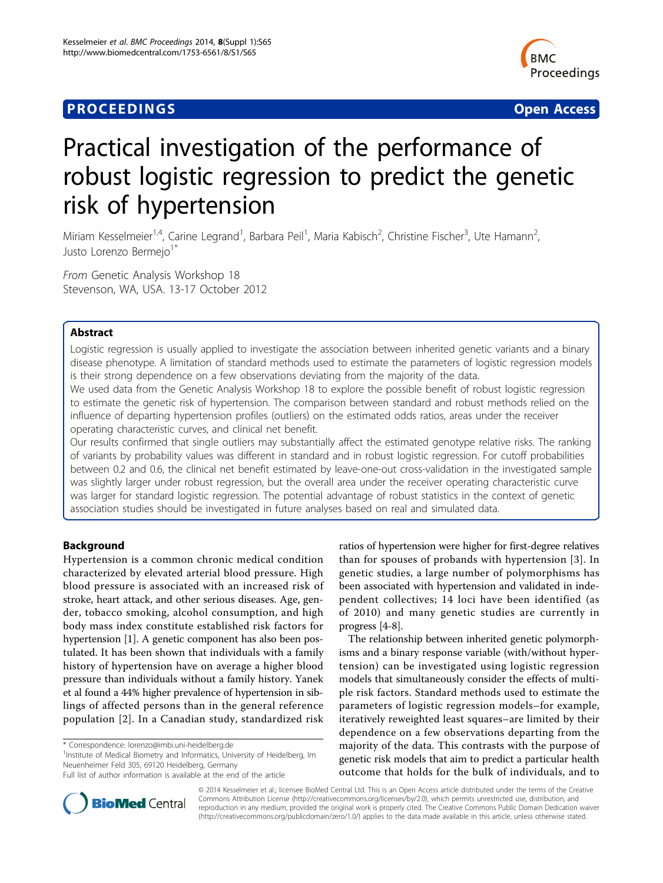**PROCEEDINGS** **Open Access**

# Practical investigation of the performance of robust logistic regression to predict the genetic risk of hypertension

Miriam Kesselmeier[1,4], Carine Legrand[1], Barbara Peil[1], Maria Kabisch[2], Christine Fischer[3], Ute Hamann[2], Justo Lorenzo Bermejo[1*]

*From* Genetic Analysis Workshop 18
Stevenson, WA, USA. 13-17 October 2012

## Abstract

Logistic regression is usually applied to investigate the association between inherited genetic variants and a binary disease phenotype. A limitation of standard methods used to estimate the parameters of logistic regression models is their strong dependence on a few observations deviating from the majority of the data.

We used data from the Genetic Analysis Workshop 18 to explore the possible benefit of robust logistic regression to estimate the genetic risk of hypertension. The comparison between standard and robust methods relied on the influence of departing hypertension profiles (outliers) on the estimated odds ratios, areas under the receiver operating characteristic curves, and clinical net benefit.

Our results confirmed that single outliers may substantially affect the estimated genotype relative risks. The ranking of variants by probability values was different in standard and in robust logistic regression. For cutoff probabilities between 0.2 and 0.6, the clinical net benefit estimated by leave-one-out cross-validation in the investigated sample was slightly larger under robust regression, but the overall area under the receiver operating characteristic curve was larger for standard logistic regression. The potential advantage of robust statistics in the context of genetic association studies should be investigated in future analyses based on real and simulated data.

## Background

Hypertension is a common chronic medical condition characterized by elevated arterial blood pressure. High blood pressure is associated with an increased risk of stroke, heart attack, and other serious diseases. Age, gender, tobacco smoking, alcohol consumption, and high body mass index constitute established risk factors for hypertension [1]. A genetic component has also been postulated. It has been shown that individuals with a family history of hypertension have on average a higher blood pressure than individuals without a family history. Yanek et al found a 44% higher prevalence of hypertension in siblings of affected persons than in the general reference population [2]. In a Canadian study, standardized risk ratios of hypertension were higher for first-degree relatives than for spouses of probands with hypertension [3]. In genetic studies, a large number of polymorphisms has been associated with hypertension and validated in independent collectives; 14 loci have been identified (as of 2010) and many genetic studies are currently in progress [4-8].

The relationship between inherited genetic polymorphisms and a binary response variable (with/without hypertension) can be investigated using logistic regression models that simultaneously consider the effects of multiple risk factors. Standard methods used to estimate the parameters of logistic regression models–for example, iteratively reweighted least squares–are limited by their dependence on a few observations departing from the majority of the data. This contrasts with the purpose of genetic risk models that aim to predict a particular health outcome that holds for the bulk of individuals, and to

\* Correspondence: lorenzo@imbi.uni-heidelberg.de
[1]Institute of Medical Biometry and Informatics, University of Heidelberg, Im Neuenheimer Feld 305, 69120 Heidelberg, Germany
Full list of author information is available at the end of the article

© 2014 Kesselmeier et al.; licensee BioMed Central Ltd. This is an Open Access article distributed under the terms of the Creative Commons Attribution License (http://creativecommons.org/licenses/by/2.0), which permits unrestricted use, distribution, and reproduction in any medium, provided the original work is properly cited. The Creative Commons Public Domain Dedication waiver (http://creativecommons.org/publicdomain/zero/1.0/) applies to the data made available in this article, unless otherwise stated.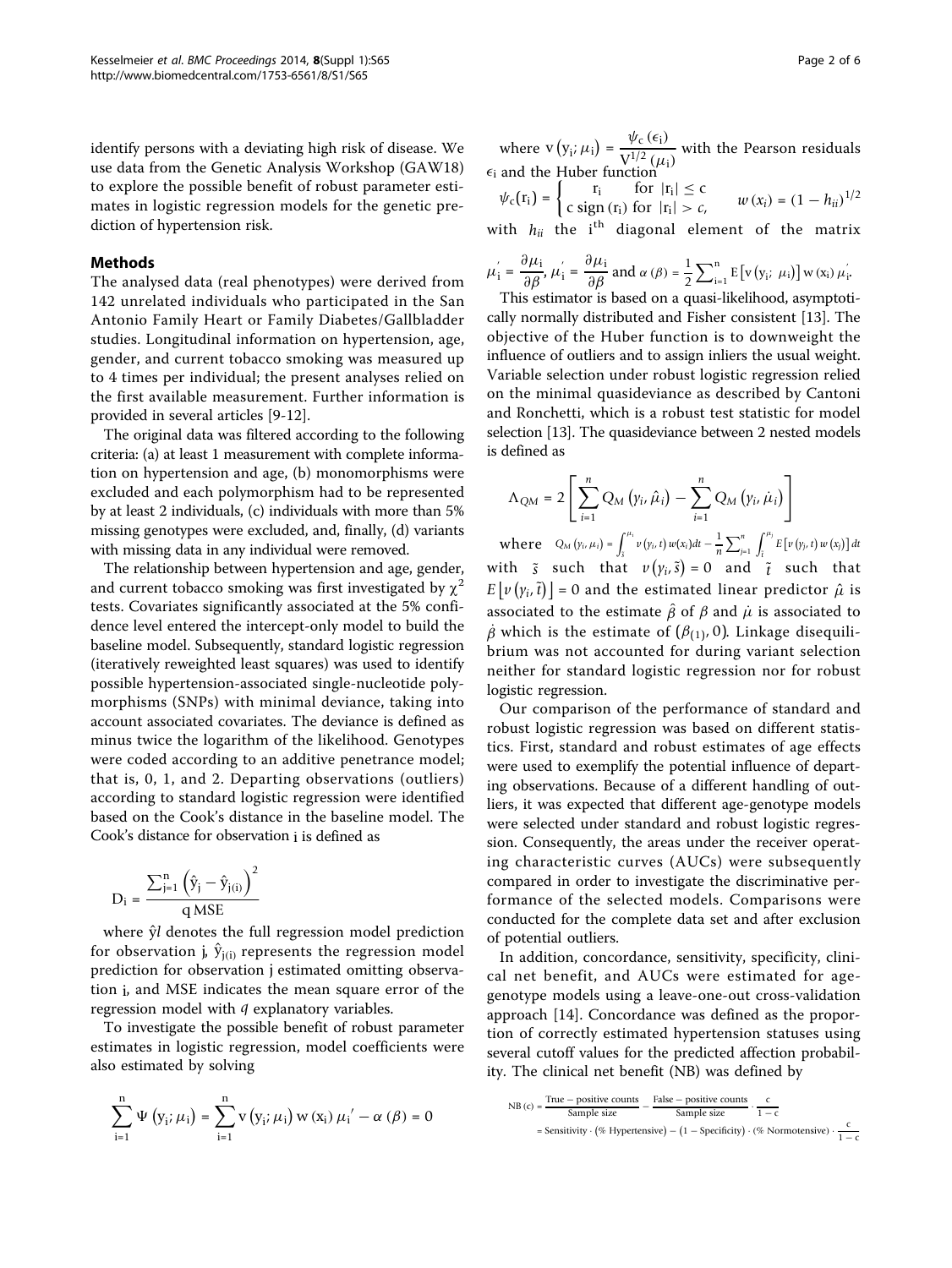identify persons with a deviating high risk of disease. We use data from the Genetic Analysis Workshop (GAW18) to explore the possible benefit of robust parameter estimates in logistic regression models for the genetic prediction of hypertension risk.

## Methods

The analysed data (real phenotypes) were derived from 142 unrelated individuals who participated in the San Antonio Family Heart or Family Diabetes/Gallbladder studies. Longitudinal information on hypertension, age, gender, and current tobacco smoking was measured up to 4 times per individual; the present analyses relied on the first available measurement. Further information is provided in several articles [9-12].

The original data was filtered according to the following criteria: (a) at least 1 measurement with complete information on hypertension and age, (b) monomorphisms were excluded and each polymorphism had to be represented by at least 2 individuals, (c) individuals with more than 5% missing genotypes were excluded, and, finally, (d) variants with missing data in any individual were removed.

The relationship between hypertension and age, gender, and current tobacco smoking was first investigated by $\chi^2$ tests. Covariates significantly associated at the 5% confidence level entered the intercept-only model to build the baseline model. Subsequently, standard logistic regression (iteratively reweighted least squares) was used to identify possible hypertension-associated single-nucleotide polymorphisms (SNPs) with minimal deviance, taking into account associated covariates. The deviance is defined as minus twice the logarithm of the likelihood. Genotypes were coded according to an additive penetrance model; that is, 0, 1, and 2. Departing observations (outliers) according to standard logistic regression were identified based on the Cook's distance in the baseline model. The Cook's distance for observation i is defined as

$$D_i = \frac{\sum_{j=1}^{n}\left(\hat{y}_j - \hat{y}_{j(i)}\right)^2}{q\,\text{MSE}}$$

where $\hat{y}l$ denotes the full regression model prediction for observation j, $\hat{y}_{j(i)}$ represents the regression model prediction for observation j estimated omitting observation i, and MSE indicates the mean square error of the regression model with $q$ explanatory variables.

To investigate the possible benefit of robust parameter estimates in logistic regression, model coefficients were also estimated by solving

$$\sum_{i=1}^{n}\Psi\left(y_i;\mu_i\right) = \sum_{i=1}^{n} v\left(y_i;\mu_i\right) w\left(x_i\right) \mu_i{}' - \alpha\left(\beta\right) = 0$$

where $v\left(y_i;\mu_i\right) = \dfrac{\psi_c\left(\epsilon_i\right)}{V^{1/2}\left(\mu_i\right)}$ with the Pearson residuals $\epsilon_i$ and the Huber function

$$\psi_c(r_i) = \begin{cases} r_i & \text{for } |r_i| \le c \\ c\,\text{sign}(r_i) & \text{for } |r_i| > c, \end{cases} \qquad w(x_i) = (1 - h_{ii})^{1/2}$$

with $h_{ii}$ the i$^{th}$ diagonal element of the matrix

$\mu_i' = \dfrac{\partial\mu_i}{\partial\beta}$, $\mu_i' = \dfrac{\partial\mu_i}{\partial\beta}$ and $\alpha(\beta) = \frac{1}{2}\sum_{i=1}^{n} E\left[v\left(y_i;\ \mu_i\right)\right] w\left(x_i\right)\mu_i'$.

This estimator is based on a quasi-likelihood, asymptotically normally distributed and Fisher consistent [13]. The objective of the Huber function is to downweight the influence of outliers and to assign inliers the usual weight. Variable selection under robust logistic regression relied on the minimal quasideviance as described by Cantoni and Ronchetti, which is a robust test statistic for model selection [13]. The quasideviance between 2 nested models is defined as

$$\Lambda_{QM} = 2\left[\sum_{i=1}^{n} Q_M\left(y_i, \hat{\mu}_i\right) - \sum_{i=1}^{n} Q_M\left(y_i, \dot{\mu}_i\right)\right]$$

where $Q_M\left(y_i,\mu_i\right) = \int_{\tilde{s}}^{\mu_i} v\left(y_i, t\right) w(x_i) dt - \frac{1}{n}\sum_{j=1}^{n}\int_{\tilde{t}}^{\mu_i} E\left[v\left(y_j, t\right) w\left(x_j\right)\right] dt$ with $\tilde{s}$ such that $v\left(y_i, \tilde{s}\right) = 0$ and $\tilde{t}$ such that $E\left[v\left(y_i, \tilde{t}\right)\right] = 0$ and the estimated linear predictor $\hat{\mu}$ is associated to the estimate $\hat{\beta}$ of $\beta$ and $\dot{\mu}$ is associated to $\dot{\beta}$ which is the estimate of $(\beta_{(1)}, 0)$. Linkage disequilibrium was not accounted for during variant selection neither for standard logistic regression nor for robust logistic regression.

Our comparison of the performance of standard and robust logistic regression was based on different statistics. First, standard and robust estimates of age effects were used to exemplify the potential influence of departing observations. Because of a different handling of outliers, it was expected that different age-genotype models were selected under standard and robust logistic regression. Consequently, the areas under the receiver operating characteristic curves (AUCs) were subsequently compared in order to investigate the discriminative performance of the selected models. Comparisons were conducted for the complete data set and after exclusion of potential outliers.

In addition, concordance, sensitivity, specificity, clinical net benefit, and AUCs were estimated for age-genotype models using a leave-one-out cross-validation approach [14]. Concordance was defined as the proportion of correctly estimated hypertension statuses using several cutoff values for the predicted affection probability. The clinical net benefit (NB) was defined by

$$\begin{aligned} NB(c) &= \frac{\text{True} - \text{positive counts}}{\text{Sample size}} - \frac{\text{False} - \text{positive counts}}{\text{Sample size}} \cdot \frac{c}{1-c} \\ &= \text{Sensitivity} \cdot (\%\ \text{Hypertensive}) - (1 - \text{Specificity}) \cdot (\%\ \text{Normotensive}) \cdot \frac{c}{1-c} \end{aligned}$$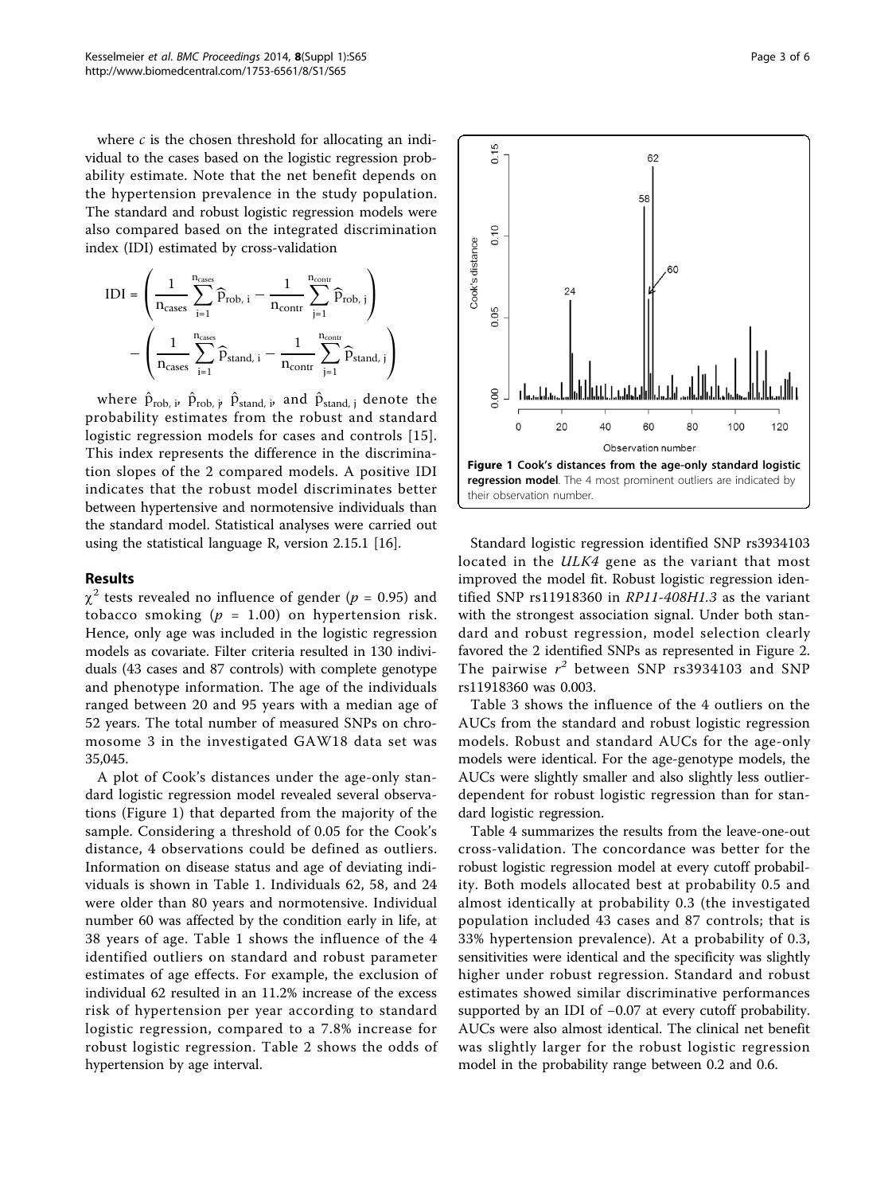where $c$ is the chosen threshold for allocating an individual to the cases based on the logistic regression probability estimate. Note that the net benefit depends on the hypertension prevalence in the study population. The standard and robust logistic regression models were also compared based on the integrated discrimination index (IDI) estimated by cross-validation

$$\mathrm{IDI} = \left( \frac{1}{n_{\mathrm{cases}}} \sum_{i=1}^{n_{\mathrm{cases}}} \widehat{p}_{\mathrm{rob},\,i} - \frac{1}{n_{\mathrm{contr}}} \sum_{j=1}^{n_{\mathrm{contr}}} \widehat{p}_{\mathrm{rob},\,j} \right) - \left( \frac{1}{n_{\mathrm{cases}}} \sum_{i=1}^{n_{\mathrm{cases}}} \widehat{p}_{\mathrm{stand},\,i} - \frac{1}{n_{\mathrm{contr}}} \sum_{j=1}^{n_{\mathrm{contr}}} \widehat{p}_{\mathrm{stand},\,j} \right)$$

where $\hat{p}_{\mathrm{rob},\,i}$, $\hat{p}_{\mathrm{rob},\,j}$, $\hat{p}_{\mathrm{stand},\,i}$, and $\hat{p}_{\mathrm{stand},\,j}$ denote the probability estimates from the robust and standard logistic regression models for cases and controls [15]. This index represents the difference in the discrimination slopes of the 2 compared models. A positive IDI indicates that the robust model discriminates better between hypertensive and normotensive individuals than the standard model. Statistical analyses were carried out using the statistical language R, version 2.15.1 [16].

## Results

$\chi^2$ tests revealed no influence of gender ($p$ = 0.95) and tobacco smoking ($p$ = 1.00) on hypertension risk. Hence, only age was included in the logistic regression models as covariate. Filter criteria resulted in 130 individuals (43 cases and 87 controls) with complete genotype and phenotype information. The age of the individuals ranged between 20 and 95 years with a median age of 52 years. The total number of measured SNPs on chromosome 3 in the investigated GAW18 data set was 35,045.

A plot of Cook's distances under the age-only standard logistic regression model revealed several observations (Figure 1) that departed from the majority of the sample. Considering a threshold of 0.05 for the Cook's distance, 4 observations could be defined as outliers. Information on disease status and age of deviating individuals is shown in Table 1. Individuals 62, 58, and 24 were older than 80 years and normotensive. Individual number 60 was affected by the condition early in life, at 38 years of age. Table 1 shows the influence of the 4 identified outliers on standard and robust parameter estimates of age effects. For example, the exclusion of individual 62 resulted in an 11.2% increase of the excess risk of hypertension per year according to standard logistic regression, compared to a 7.8% increase for robust logistic regression. Table 2 shows the odds of hypertension by age interval.

**Figure 1 Cook's distances from the age-only standard logistic regression model**. The 4 most prominent outliers are indicated by their observation number.

Standard logistic regression identified SNP rs3934103 located in the *ULK4* gene as the variant that most improved the model fit. Robust logistic regression identified SNP rs11918360 in *RP11-408H1.3* as the variant with the strongest association signal. Under both standard and robust regression, model selection clearly favored the 2 identified SNPs as represented in Figure 2. The pairwise $r^2$ between SNP rs3934103 and SNP rs11918360 was 0.003.

Table 3 shows the influence of the 4 outliers on the AUCs from the standard and robust logistic regression models. Robust and standard AUCs for the age-only models were identical. For the age-genotype models, the AUCs were slightly smaller and also slightly less outlier-dependent for robust logistic regression than for standard logistic regression.

Table 4 summarizes the results from the leave-one-out cross-validation. The concordance was better for the robust logistic regression model at every cutoff probability. Both models allocated best at probability 0.5 and almost identically at probability 0.3 (the investigated population included 43 cases and 87 controls; that is 33% hypertension prevalence). At a probability of 0.3, sensitivities were identical and the specificity was slightly higher under robust regression. Standard and robust estimates showed similar discriminative performances supported by an IDI of −0.07 at every cutoff probability. AUCs were also almost identical. The clinical net benefit was slightly larger for the robust logistic regression model in the probability range between 0.2 and 0.6.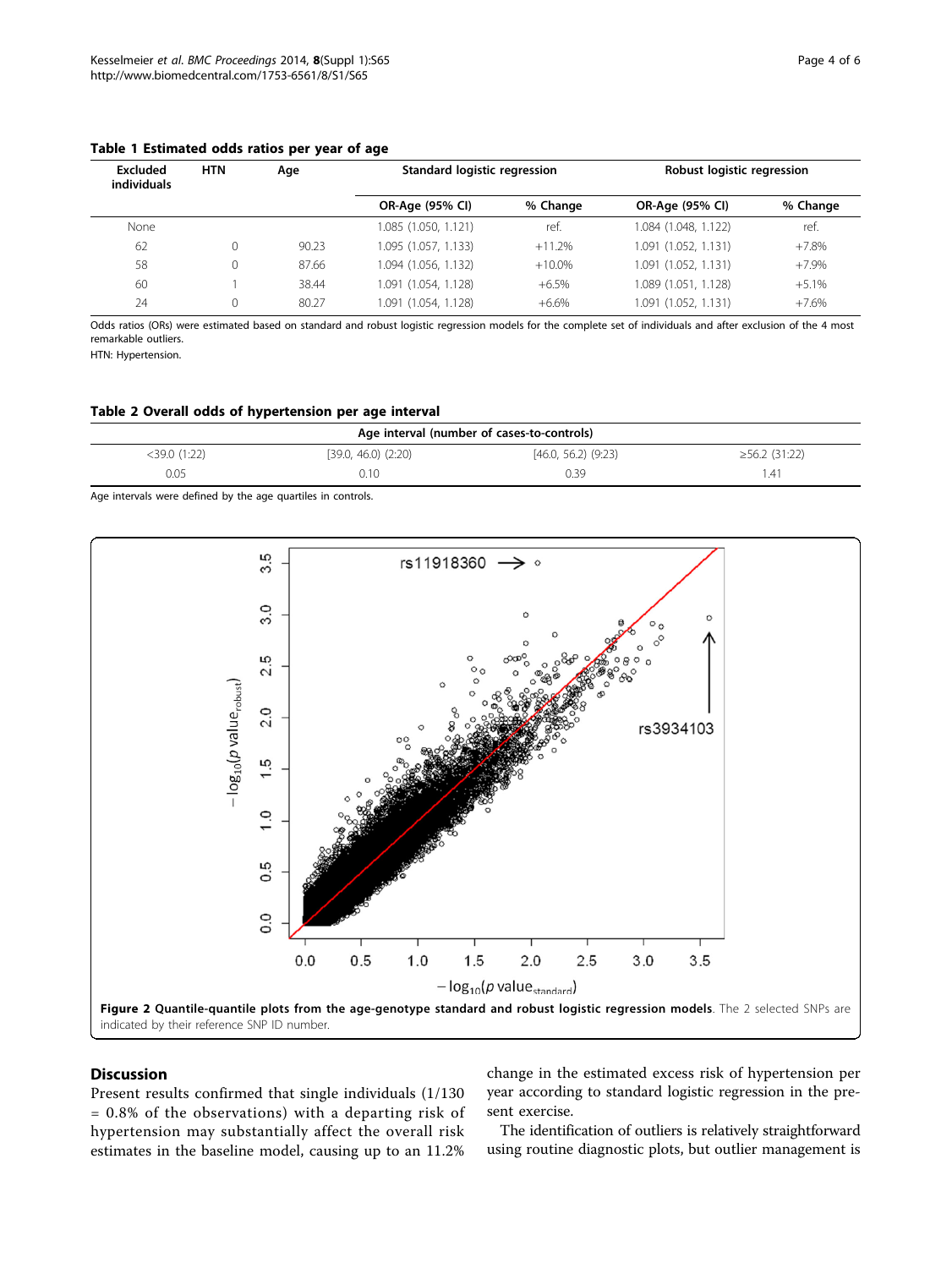**Table 1 Estimated odds ratios per year of age**

| Excluded individuals | HTN | Age | Standard logistic regression | | Robust logistic regression | |
|---|---|---|---|---|---|---|
| | | | OR-Age (95% CI) | % Change | OR-Age (95% CI) | % Change |
| None | | | 1.085 (1.050, 1.121) | ref. | 1.084 (1.048, 1.122) | ref. |
| 62 | 0 | 90.23 | 1.095 (1.057, 1.133) | +11.2% | 1.091 (1.052, 1.131) | +7.8% |
| 58 | 0 | 87.66 | 1.094 (1.056, 1.132) | +10.0% | 1.091 (1.052, 1.131) | +7.9% |
| 60 | 1 | 38.44 | 1.091 (1.054, 1.128) | +6.5% | 1.089 (1.051, 1.128) | +5.1% |
| 24 | 0 | 80.27 | 1.091 (1.054, 1.128) | +6.6% | 1.091 (1.052, 1.131) | +7.6% |

Odds ratios (ORs) were estimated based on standard and robust logistic regression models for the complete set of individuals and after exclusion of the 4 most remarkable outliers.

HTN: Hypertension.

**Table 2 Overall odds of hypertension per age interval**

| Age interval (number of cases-to-controls) | | | |
|---|---|---|---|
| <39.0 (1:22) | [39.0, 46.0) (2:20) | [46.0, 56.2) (9:23) | ≥56.2 (31:22) |
| 0.05 | 0.10 | 0.39 | 1.41 |

Age intervals were defined by the age quartiles in controls.

**Figure 2 Quantile-quantile plots from the age-genotype standard and robust logistic regression models**. The 2 selected SNPs are indicated by their reference SNP ID number.

## Discussion

Present results confirmed that single individuals (1/130 = 0.8% of the observations) with a departing risk of hypertension may substantially affect the overall risk estimates in the baseline model, causing up to an 11.2% change in the estimated excess risk of hypertension per year according to standard logistic regression in the present exercise.

The identification of outliers is relatively straightforward using routine diagnostic plots, but outlier management is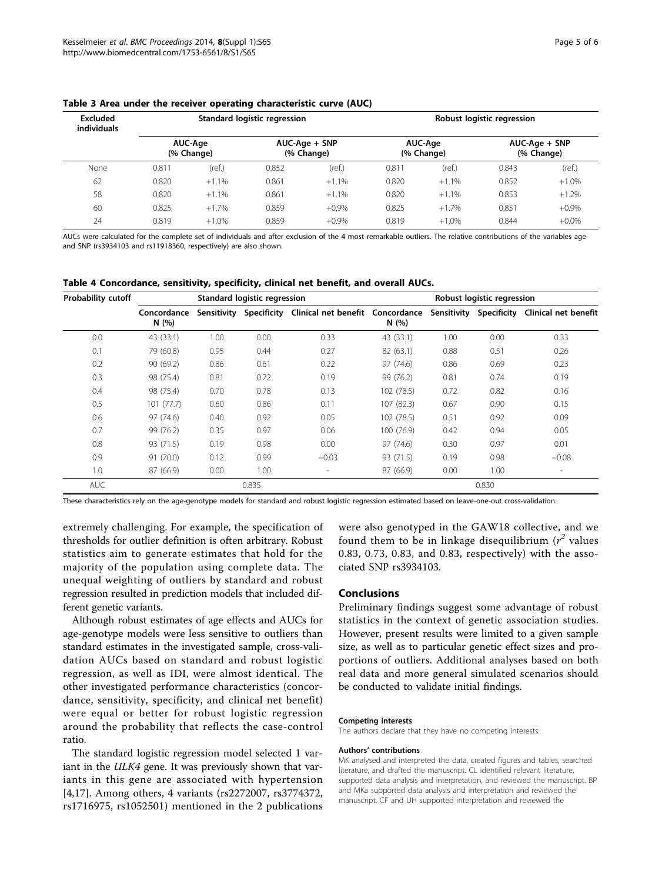**Table 3 Area under the receiver operating characteristic curve (AUC)**

| Excluded individuals | Standard logistic regression | | | | Robust logistic regression | | | |
|---|---|---|---|---|---|---|---|---|
| | AUC-Age (% Change) | | AUC-Age + SNP (% Change) | | AUC-Age (% Change) | | AUC-Age + SNP (% Change) | |
| None | 0.811 | (ref.) | 0.852 | (ref.) | 0.811 | (ref.) | 0.843 | (ref.) |
| 62 | 0.820 | +1.1% | 0.861 | +1.1% | 0.820 | +1.1% | 0.852 | +1.0% |
| 58 | 0.820 | +1.1% | 0.861 | +1.1% | 0.820 | +1.1% | 0.853 | +1.2% |
| 60 | 0.825 | +1.7% | 0.859 | +0.9% | 0.825 | +1.7% | 0.851 | +0.9% |
| 24 | 0.819 | +1.0% | 0.859 | +0.9% | 0.819 | +1.0% | 0.844 | +0.0% |

AUCs were calculated for the complete set of individuals and after exclusion of the 4 most remarkable outliers. The relative contributions of the variables age and SNP (rs3934103 and rs11918360, respectively) are also shown.

**Table 4 Concordance, sensitivity, specificity, clinical net benefit, and overall AUCs.**

| Probability cutoff | Standard logistic regression | | | | Robust logistic regression | | | |
|---|---|---|---|---|---|---|---|---|
| | Concordance N (%) | Sensitivity | Specificity | Clinical net benefit | Concordance N (%) | Sensitivity | Specificity | Clinical net benefit |
| 0.0 | 43 (33.1) | 1.00 | 0.00 | 0.33 | 43 (33.1) | 1.00 | 0.00 | 0.33 |
| 0.1 | 79 (60.8) | 0.95 | 0.44 | 0.27 | 82 (63.1) | 0.88 | 0.51 | 0.26 |
| 0.2 | 90 (69.2) | 0.86 | 0.61 | 0.22 | 97 (74.6) | 0.86 | 0.69 | 0.23 |
| 0.3 | 98 (75.4) | 0.81 | 0.72 | 0.19 | 99 (76.2) | 0.81 | 0.74 | 0.19 |
| 0.4 | 98 (75.4) | 0.70 | 0.78 | 0.13 | 102 (78.5) | 0.72 | 0.82 | 0.16 |
| 0.5 | 101 (77.7) | 0.60 | 0.86 | 0.11 | 107 (82.3) | 0.67 | 0.90 | 0.15 |
| 0.6 | 97 (74.6) | 0.40 | 0.92 | 0.05 | 102 (78.5) | 0.51 | 0.92 | 0.09 |
| 0.7 | 99 (76.2) | 0.35 | 0.97 | 0.06 | 100 (76.9) | 0.42 | 0.94 | 0.05 |
| 0.8 | 93 (71.5) | 0.19 | 0.98 | 0.00 | 97 (74.6) | 0.30 | 0.97 | 0.01 |
| 0.9 | 91 (70.0) | 0.12 | 0.99 | −0.03 | 93 (71.5) | 0.19 | 0.98 | −0.08 |
| 1.0 | 87 (66.9) | 0.00 | 1.00 | - | 87 (66.9) | 0.00 | 1.00 | - |
| AUC | | 0.835 | | | | 0.830 | | |

These characteristics rely on the age-genotype models for standard and robust logistic regression estimated based on leave-one-out cross-validation.

extremely challenging. For example, the specification of thresholds for outlier definition is often arbitrary. Robust statistics aim to generate estimates that hold for the majority of the population using complete data. The unequal weighting of outliers by standard and robust regression resulted in prediction models that included different genetic variants.

Although robust estimates of age effects and AUCs for age-genotype models were less sensitive to outliers than standard estimates in the investigated sample, cross-validation AUCs based on standard and robust logistic regression, as well as IDI, were almost identical. The other investigated performance characteristics (concordance, sensitivity, specificity, and clinical net benefit) were equal or better for robust logistic regression around the probability that reflects the case-control ratio.

The standard logistic regression model selected 1 variant in the *ULK4* gene. It was previously shown that variants in this gene are associated with hypertension [4,17]. Among others, 4 variants (rs2272007, rs3774372, rs1716975, rs1052501) mentioned in the 2 publications were also genotyped in the GAW18 collective, and we found them to be in linkage disequilibrium ($r^2$ values 0.83, 0.73, 0.83, and 0.83, respectively) with the associated SNP rs3934103.

## Conclusions

Preliminary findings suggest some advantage of robust statistics in the context of genetic association studies. However, present results were limited to a given sample size, as well as to particular genetic effect sizes and proportions of outliers. Additional analyses based on both real data and more general simulated scenarios should be conducted to validate initial findings.

#### Competing interests

The authors declare that they have no competing interests.

#### Authors' contributions

MK analysed and interpreted the data, created figures and tables, searched literature, and drafted the manuscript. CL identified relevant literature, supported data analysis and interpretation, and reviewed the manuscript. BP and MKa supported data analysis and interpretation and reviewed the manuscript. CF and UH supported interpretation and reviewed the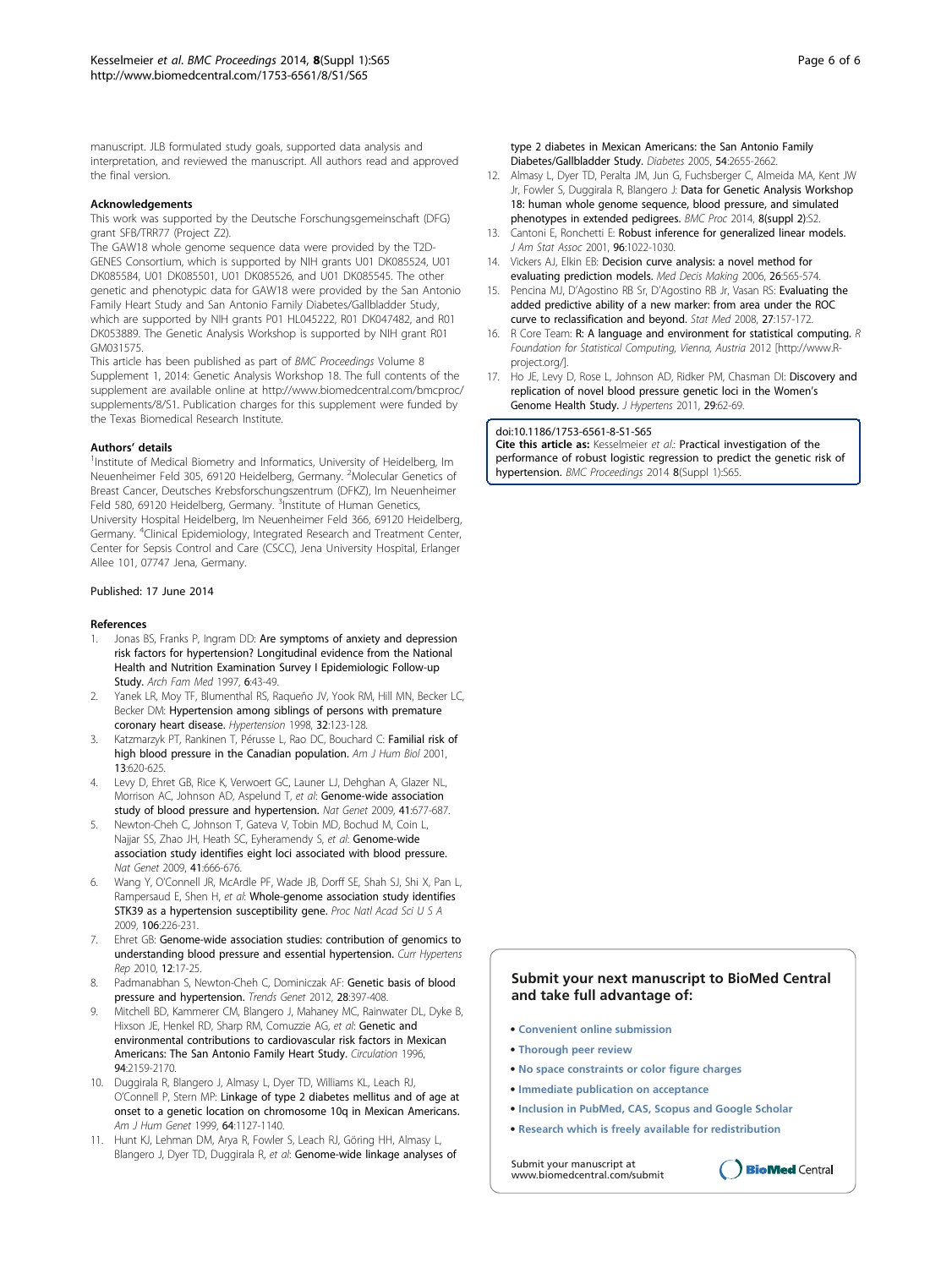manuscript. JLB formulated study goals, supported data analysis and interpretation, and reviewed the manuscript. All authors read and approved the final version.

#### Acknowledgements

This work was supported by the Deutsche Forschungsgemeinschaft (DFG) grant SFB/TRR77 (Project Z2).

The GAW18 whole genome sequence data were provided by the T2D-GENES Consortium, which is supported by NIH grants U01 DK085524, U01 DK085584, U01 DK085501, U01 DK085526, and U01 DK085545. The other genetic and phenotypic data for GAW18 were provided by the San Antonio Family Heart Study and San Antonio Family Diabetes/Gallbladder Study, which are supported by NIH grants P01 HL045222, R01 DK047482, and R01 DK053889. The Genetic Analysis Workshop is supported by NIH grant R01 GM031575.

This article has been published as part of *BMC Proceedings* Volume 8 Supplement 1, 2014: Genetic Analysis Workshop 18. The full contents of the supplement are available online at http://www.biomedcentral.com/bmcproc/supplements/8/S1. Publication charges for this supplement were funded by the Texas Biomedical Research Institute.

#### Authors' details

[1]Institute of Medical Biometry and Informatics, University of Heidelberg, Im Neuenheimer Feld 305, 69120 Heidelberg, Germany. [2]Molecular Genetics of Breast Cancer, Deutsches Krebsforschungszentrum (DFKZ), Im Neuenheimer Feld 580, 69120 Heidelberg, Germany. [3]Institute of Human Genetics, University Hospital Heidelberg, Im Neuenheimer Feld 366, 69120 Heidelberg, Germany. [4]Clinical Epidemiology, Integrated Research and Treatment Center, Center for Sepsis Control and Care (CSCC), Jena University Hospital, Erlanger Allee 101, 07747 Jena, Germany.

Published: 17 June 2014

#### References

1. Jonas BS, Franks P, Ingram DD: **Are symptoms of anxiety and depression risk factors for hypertension? Longitudinal evidence from the National Health and Nutrition Examination Survey I Epidemiologic Follow-up Study.** *Arch Fam Med* 1997, **6**:43-49.
2. Yanek LR, Moy TF, Blumenthal RS, Raqueño JV, Yook RM, Hill MN, Becker LC, Becker DM: **Hypertension among siblings of persons with premature coronary heart disease.** *Hypertension* 1998, **32**:123-128.
3. Katzmarzyk PT, Rankinen T, Pérusse L, Rao DC, Bouchard C: **Familial risk of high blood pressure in the Canadian population.** *Am J Hum Biol* 2001, **13**:620-625.
4. Levy D, Ehret GB, Rice K, Verwoert GC, Launer LJ, Dehghan A, Glazer NL, Morrison AC, Johnson AD, Aspelund T, *et al*: **Genome-wide association study of blood pressure and hypertension.** *Nat Genet* 2009, **41**:677-687.
5. Newton-Cheh C, Johnson T, Gateva V, Tobin MD, Bochud M, Coin L, Najjar SS, Zhao JH, Heath SC, Eyheramendy S, *et al*: **Genome-wide association study identifies eight loci associated with blood pressure.** *Nat Genet* 2009, **41**:666-676.
6. Wang Y, O'Connell JR, McArdle PF, Wade JB, Dorff SE, Shah SJ, Shi X, Pan L, Rampersaud E, Shen H, *et al*: **Whole-genome association study identifies STK39 as a hypertension susceptibility gene.** *Proc Natl Acad Sci U S A* 2009, **106**:226-231.
7. Ehret GB: **Genome-wide association studies: contribution of genomics to understanding blood pressure and essential hypertension.** *Curr Hypertens Rep* 2010, **12**:17-25.
8. Padmanabhan S, Newton-Cheh C, Dominiczak AF: **Genetic basis of blood pressure and hypertension.** *Trends Genet* 2012, **28**:397-408.
9. Mitchell BD, Kammerer CM, Blangero J, Mahaney MC, Rainwater DL, Dyke B, Hixson JE, Henkel RD, Sharp RM, Comuzzie AG, *et al*: **Genetic and environmental contributions to cardiovascular risk factors in Mexican Americans: The San Antonio Family Heart Study.** *Circulation* 1996, **94**:2159-2170.
10. Duggirala R, Blangero J, Almasy L, Dyer TD, Williams KL, Leach RJ, O'Connell P, Stern MP: **Linkage of type 2 diabetes mellitus and of age at onset to a genetic location on chromosome 10q in Mexican Americans.** *Am J Hum Genet* 1999, **64**:1127-1140.
11. Hunt KJ, Lehman DM, Arya R, Fowler S, Leach RJ, Göring HH, Almasy L, Blangero J, Dyer TD, Duggirala R, *et al*: **Genome-wide linkage analyses of type 2 diabetes in Mexican Americans: the San Antonio Family Diabetes/Gallbladder Study.** *Diabetes* 2005, **54**:2655-2662.
12. Almasy L, Dyer TD, Peralta JM, Jun G, Fuchsberger C, Almeida MA, Kent JW Jr, Fowler S, Duggirala R, Blangero J: **Data for Genetic Analysis Workshop 18: human whole genome sequence, blood pressure, and simulated phenotypes in extended pedigrees.** *BMC Proc* 2014, **8(suppl 2)**:S2.
13. Cantoni E, Ronchetti E: **Robust inference for generalized linear models.** *J Am Stat Assoc* 2001, **96**:1022-1030.
14. Vickers AJ, Elkin EB: **Decision curve analysis: a novel method for evaluating prediction models.** *Med Decis Making* 2006, **26**:565-574.
15. Pencina MJ, D'Agostino RB Sr, D'Agostino RB Jr, Vasan RS: **Evaluating the added predictive ability of a new marker: from area under the ROC curve to reclassification and beyond.** *Stat Med* 2008, **27**:157-172.
16. R Core Team: **R: A language and environment for statistical computing.** *R Foundation for Statistical Computing, Vienna, Austria* 2012 [http://www.R-project.org/].
17. Ho JE, Levy D, Rose L, Johnson AD, Ridker PM, Chasman DI: **Discovery and replication of novel blood pressure genetic loci in the Women's Genome Health Study.** *J Hypertens* 2011, **29**:62-69.

doi:10.1186/1753-6561-8-S1-S65

**Cite this article as:** Kesselmeier *et al.*: Practical investigation of the performance of robust logistic regression to predict the genetic risk of hypertension. *BMC Proceedings* 2014 8(Suppl 1):S65.

**Submit your next manuscript to BioMed Central and take full advantage of:**

- Convenient online submission
- Thorough peer review
- No space constraints or color figure charges
- Immediate publication on acceptance
- Inclusion in PubMed, CAS, Scopus and Google Scholar
- Research which is freely available for redistribution

Submit your manuscript at www.biomedcentral.com/submit

BioMed Central